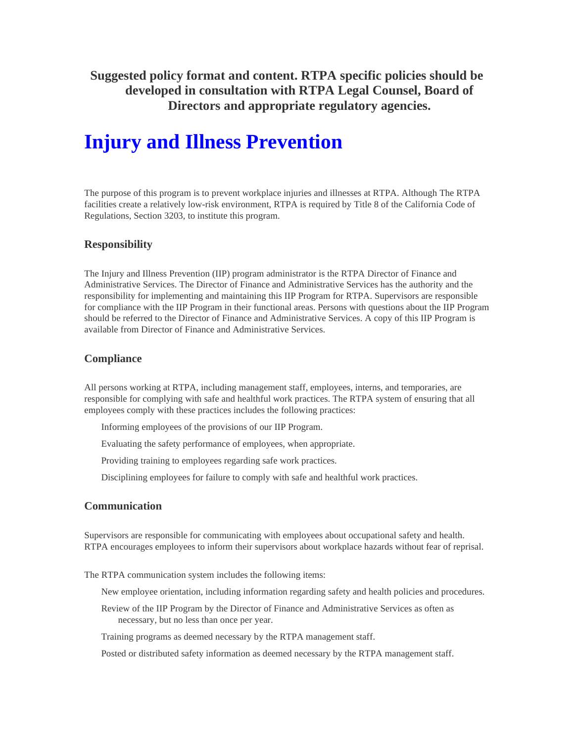**Suggested policy format and content. RTPA specific policies should be developed in consultation with RTPA Legal Counsel, Board of Directors and appropriate regulatory agencies.**

# Injury and Illness Prevention

The purpose of this program is to prevent workplace injuries and illnesses at RTPA. Although The RTPA facilities create a relatively low-risk environment, RTPA is required by Title 8 of the California Code of Regulations, Section 3203, to institute this program.

### Responsibility

The Injury and Illness Prevention (IIP) program administrator is the RTPA Director of Finance and Administrative Services. The Director of Finance and Administrative Services has the authority and the responsibility for implementing and maintaining this IIP Program for RTPA. Supervisors are responsible for compliance with the IIP Program in their functional areas. Persons with questions about the IIP Program should be referred to the Director of Finance and Administrative Services. A copy of this IIP Program is available from Director of Finance and Administrative Services.

### Compliance

All persons working at RTPA, including management staff, employees, interns, and temporaries, are responsible for complying with safe and healthful work practices. The RTPA system of ensuring that all employees comply with these practices includes the following practices:

- Informing employees of the provisions of our IIP Program.
- Evaluating the safety performance of employees, when appropriate.
- Providing training to employees regarding safe work practices.
- Disciplining employees for failure to comply with safe and healthful work practices.

### Communication

Supervisors are responsible for communicating with employees about occupational safety and health. RTPA encourages employees to inform their supervisors about workplace hazards without fear of reprisal.

The RTPA communication system includes the following items:

- New employee orientation, including information regarding safety and health policies and procedures.
- Review of the IIP Program by the Director of Finance and Administrative Services as often as necessary, but no less than once per year.
- Training programs as deemed necessary by the RTPA management staff.
- Posted or distributed safety information as deemed necessary by the RTPA management staff.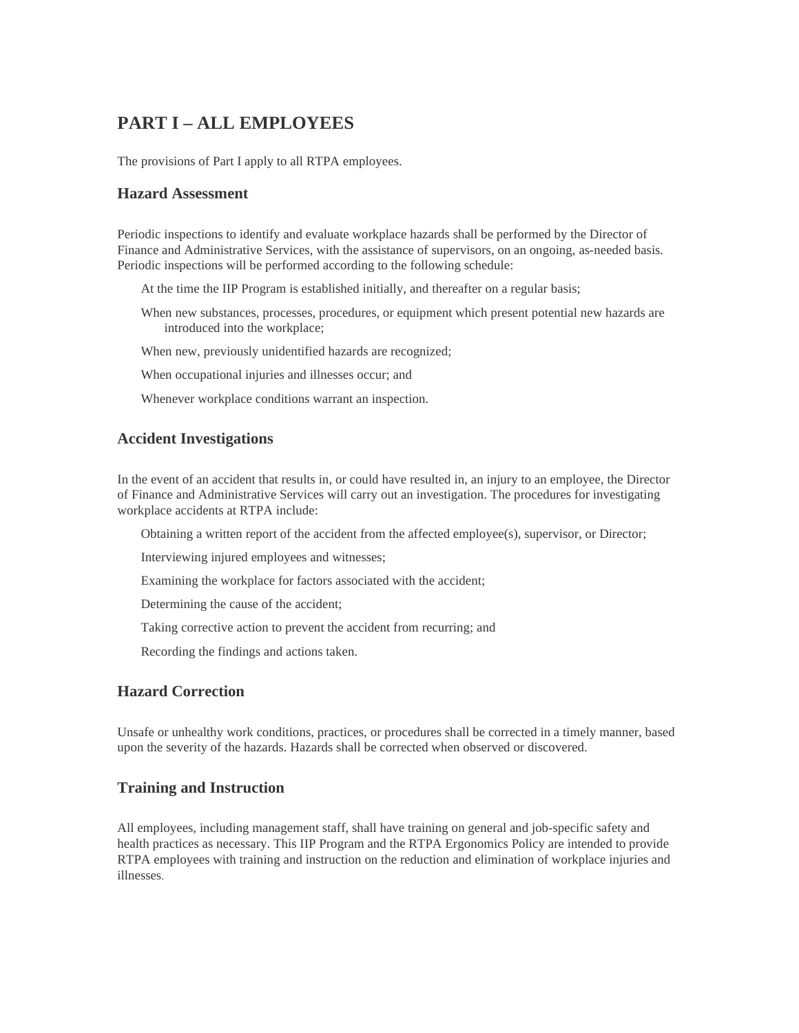# PART I – ALL EMPLOYEES

The provisions of Part I apply to all RTPA employees.

## Hazard Assessment

Periodic inspections to identify and evaluate workplace hazards shall be performed by the Director of Finance and Administrative Services, with the assistance of supervisors, on an ongoing, as-needed basis. Periodic inspections will be performed according to the following schedule:

- At the time the IIP Program is established initially, and thereafter on a regular basis;
- When new substances, processes, procedures, or equipment which present potential new hazards are introduced into the workplace;
- When new, previously unidentified hazards are recognized;
- When occupational injuries and illnesses occur; and
- Whenever workplace conditions warrant an inspection.

## Accident Investigations

In the event of an accident that results in, or could have resulted in, an injury to an employee, the Director of Finance and Administrative Services will carry out an investigation. The procedures for investigating workplace accidents at RTPA include:

- Obtaining a written report of the accident from the affected employee(s), supervisor, or Director;
- Interviewing injured employees and witnesses;
- Examining the workplace for factors associated with the accident;
- Determining the cause of the accident;
- Taking corrective action to prevent the accident from recurring; and
- Recording the findings and actions taken.

## Hazard Correction

Unsafe or unhealthy work conditions, practices, or procedures shall be corrected in a timely manner, based upon the severity of the hazards. Hazards shall be corrected when observed or discovered.

## Training and Instruction

All employees, including management staff, shall have training on general and job-specific safety and health practices as necessary. This IIP Program and the RTPA Ergonomics Policy are intended to provide RTPA employees with training and instruction on the reduction and elimination of workplace injuries and illnesses.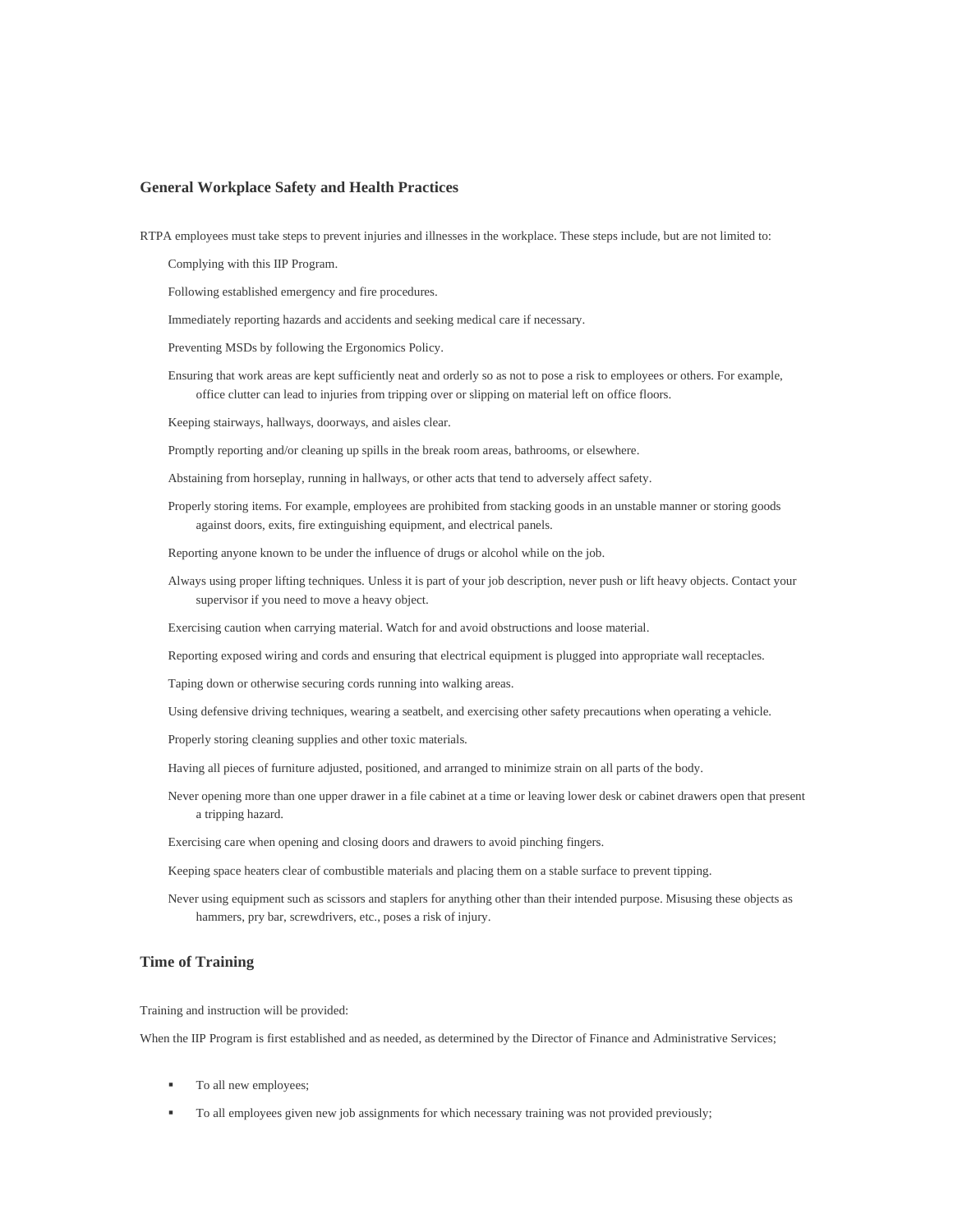## General Workplace Safety and Health Practices

RTPA employees must take steps to prevent injuries and illnesses in the workplace. These steps include, but are not limited to:

- Complying with this IIP Program.
- Following established emergency and fire procedures.
- Immediately reporting hazards and accidents and seeking medical care if necessary.
- Preventing MSDs by following the Ergonomics Policy.
- Ensuring that work areas are kept sufficiently neat and orderly so as not to pose a risk to employees or others. For example, office clutter can lead to injuries from tripping over or slipping on material left on office floors.
- Keeping stairways, hallways, doorways, and aisles clear.
- Promptly reporting and/or cleaning up spills in the break room areas, bathrooms, or elsewhere.
- Abstaining from horseplay, running in hallways, or other acts that tend to adversely affect safety.
- Properly storing items. For example, employees are prohibited from stacking goods in an unstable manner or storing goods against doors, exits, fire extinguishing equipment, and electrical panels.
- Reporting anyone known to be under the influence of drugs or alcohol while on the job.
- Always using proper lifting techniques. Unless it is part of your job description, never push or lift heavy objects. Contact your supervisor if you need to move a heavy object.
- Exercising caution when carrying material. Watch for and avoid obstructions and loose material.
- Reporting exposed wiring and cords and ensuring that electrical equipment is plugged into appropriate wall receptacles.
- Taping down or otherwise securing cords running into walking areas.
- Using defensive driving techniques, wearing a seatbelt, and exercising other safety precautions when operating a vehicle.
- Properly storing cleaning supplies and other toxic materials.
- Having all pieces of furniture adjusted, positioned, and arranged to minimize strain on all parts of the body.
- Never opening more than one upper drawer in a file cabinet at a time or leaving lower desk or cabinet drawers open that present a tripping hazard.
- Exercising care when opening and closing doors and drawers to avoid pinching fingers.
- Keeping space heaters clear of combustible materials and placing them on a stable surface to prevent tipping.
- Never using equipment such as scissors and staplers for anything other than their intended purpose. Misusing these objects as hammers, pry bar, screwdrivers, etc., poses a risk of injury.

## Time of Training

Training and instruction will be provided:

When the IIP Program is first established and as needed, as determined by the Director of Finance and Administrative Services;

- To all new employees;
- To all employees given new job assignments for which necessary training was not provided previously;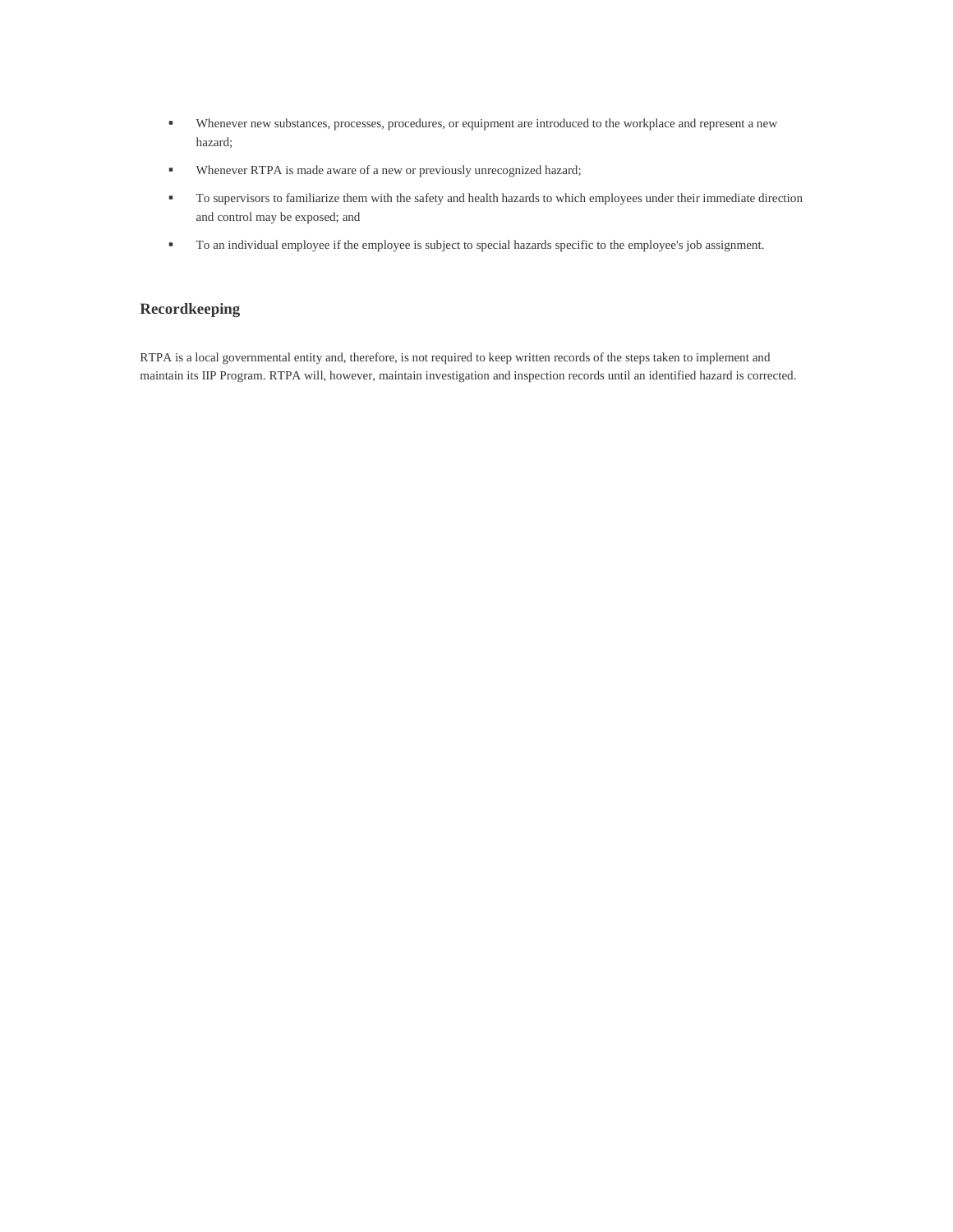- Whenever new substances, processes, procedures, or equipment are introduced to the workplace and represent a new hazard;
- Whenever RTPA is made aware of a new or previously unrecognized hazard;
- To supervisors to familiarize them with the safety and health hazards to which employees under their immediate direction and control may be exposed; and
- To an individual employee if the employee is subject to special hazards specific to the employee's job assignment.

### Recordkeeping

RTPA is a local governmental entity and, therefore, is not required to keep written records of the steps taken to implement and maintain its IIP Program. RTPA will, however, maintain investigation and inspection records until an identified hazard is corrected.